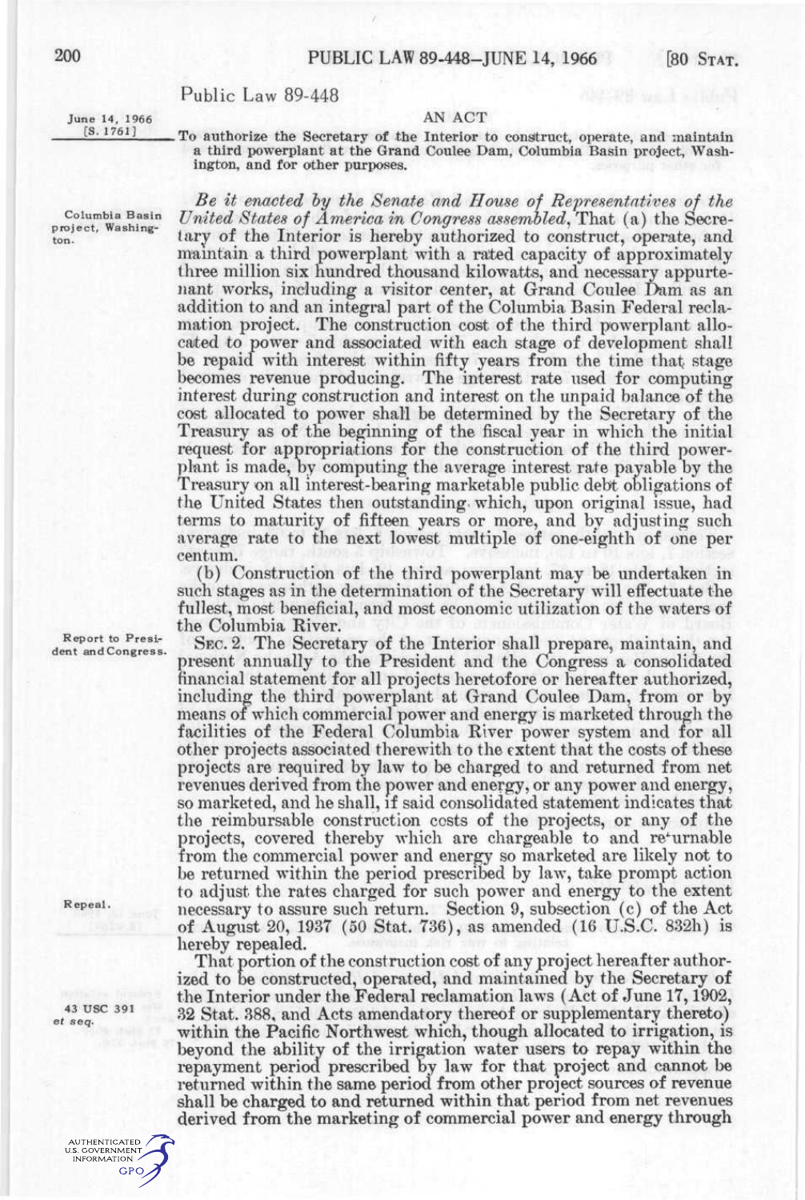# Public Law 89-448

June 14, 1966
[S. 1761]

## AN ACT

To authorize the Secretary of the Interior to construct, operate, and maintain a third powerplant at the Grand Coulee Dam, Columbia Basin project, Washington, and for other purposes.

Columbia Basin project, Washington.

*Be it enacted by the Senate and House of Representatives of the United States of America in Congress assembled*, That (a) the Secretary of the Interior is hereby authorized to construct, operate, and maintain a third powerplant with a rated capacity of approximately three million six hundred thousand kilowatts, and necessary appurtenant works, including a visitor center, at Grand Coulee Dam as an addition to and an integral part of the Columbia Basin Federal reclamation project. The construction cost of the third powerplant allocated to power and associated with each stage of development shall be repaid with interest within fifty years from the time that stage becomes revenue producing. The interest rate used for computing interest during construction and interest on the unpaid balance of the cost allocated to power shall be determined by the Secretary of the Treasury as of the beginning of the fiscal year in which the initial request for appropriations for the construction of the third powerplant is made, by computing the average interest rate payable by the Treasury on all interest-bearing marketable public debt obligations of the United States then outstanding which, upon original issue, had terms to maturity of fifteen years or more, and by adjusting such average rate to the next lowest multiple of one-eighth of one per centum.

(b) Construction of the third powerplant may be undertaken in such stages as in the determination of the Secretary will effectuate the fullest, most beneficial, and most economic utilization of the waters of the Columbia River.

Report to President and Congress.

SEC. 2. The Secretary of the Interior shall prepare, maintain, and present annually to the President and the Congress a consolidated financial statement for all projects heretofore or hereafter authorized, including the third powerplant at Grand Coulee Dam, from or by means of which commercial power and energy is marketed through the facilities of the Federal Columbia River power system and for all other projects associated therewith to the extent that the costs of these projects are required by law to be charged to and returned from net revenues derived from the power and energy, or any power and energy, so marketed, and he shall, if said consolidated statement indicates that the reimbursable construction costs of the projects, or any of the projects, covered thereby which are chargeable to and returnable from the commercial power and energy so marketed are likely not to be returned within the period prescribed by law, take prompt action to adjust the rates charged for such power and energy to the extent necessary to assure such return. Section 9, subsection (c) of the Act of August 20, 1937 (50 Stat. 736), as amended (16 U.S.C. 832h) is hereby repealed.

Repeal.

That portion of the construction cost of any project hereafter authorized to be constructed, operated, and maintained by the Secretary of the Interior under the Federal reclamation laws (Act of June 17, 1902, 32 Stat. 388, and Acts amendatory thereof or supplementary thereto) within the Pacific Northwest which, though allocated to irrigation, is beyond the ability of the irrigation water users to repay within the repayment period prescribed by law for that project and cannot be returned within the same period from other project sources of revenue shall be charged to and returned within that period from net revenues derived from the marketing of commercial power and energy through

43 USC 391 et seq.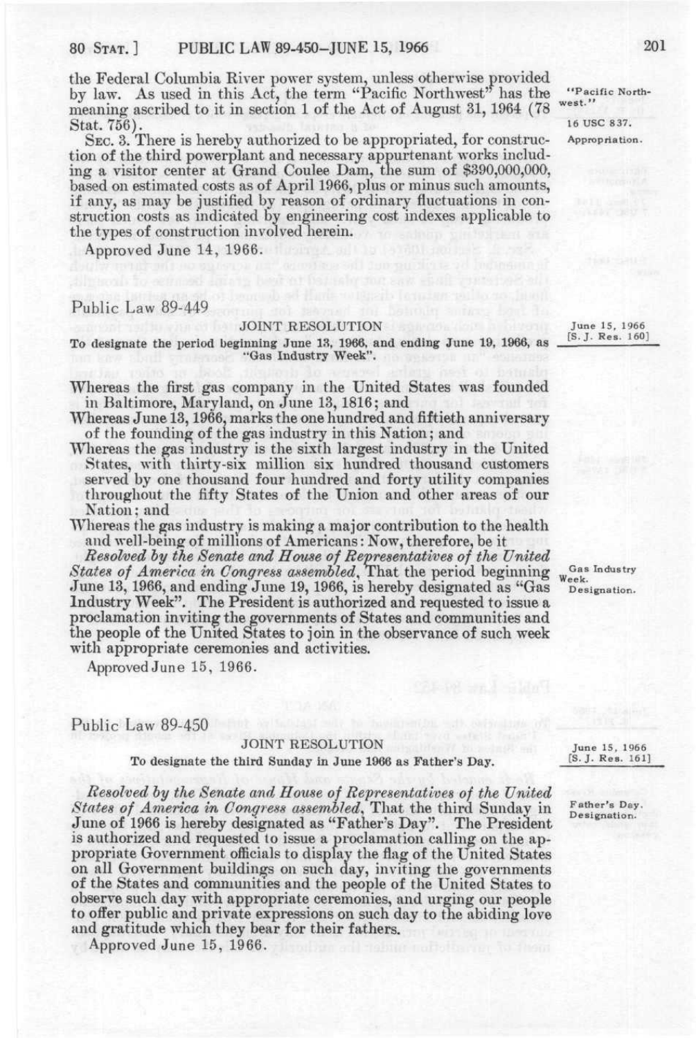the Federal Columbia River power system, unless otherwise provided by law. As used in this Act, the term "Pacific Northwest" has the meaning ascribed to it in section 1 of the Act of August 31, 1964 (78 Stat. 756).

"Pacific Northwest."

16 USC 837.

SEC. 3. There is hereby authorized to be appropriated, for construction of the third powerplant and necessary appurtenant works including a visitor center at Grand Coulee Dam, the sum of $390,000,000, based on estimated costs as of April 1966, plus or minus such amounts, if any, as may be justified by reason of ordinary fluctuations in construction costs as indicated by engineering cost indexes applicable to the types of construction involved herein.

Appropriation.

Approved June 14, 1966.

## Public Law 89-449

### JOINT RESOLUTION

June 15, 1966
[S. J. Res. 160]

To designate the period beginning June 13, 1966, and ending June 19, 1966, as "Gas Industry Week".

Whereas the first gas company in the United States was founded in Baltimore, Maryland, on June 13, 1816; and

Whereas June 13, 1966, marks the one hundred and fiftieth anniversary of the founding of the gas industry in this Nation; and

Whereas the gas industry is the sixth largest industry in the United States, with thirty-six million six hundred thousand customers served by one thousand four hundred and forty utility companies throughout the fifty States of the Union and other areas of our Nation; and

Whereas the gas industry is making a major contribution to the health and well-being of millions of Americans: Now, therefore, be it

*Resolved by the Senate and House of Representatives of the United States of America in Congress assembled*, That the period beginning June 13, 1966, and ending June 19, 1966, is hereby designated as "Gas Industry Week". The President is authorized and requested to issue a proclamation inviting the governments of States and communities and the people of the United States to join in the observance of such week with appropriate ceremonies and activities.

Gas Industry Week. Designation.

Approved June 15, 1966.

## Public Law 89-450

### JOINT RESOLUTION

June 15, 1966
[S. J. Res. 161]

To designate the third Sunday in June 1966 as Father's Day.

*Resolved by the Senate and House of Representatives of the United States of America in Congress assembled*, That the third Sunday in June of 1966 is hereby designated as "Father's Day". The President is authorized and requested to issue a proclamation calling on the appropriate Government officials to display the flag of the United States on all Government buildings on such day, inviting the governments of the States and communities and the people of the United States to observe such day with appropriate ceremonies, and urging our people to offer public and private expressions on such day to the abiding love and gratitude which they bear for their fathers.

Father's Day. Designation.

Approved June 15, 1966.